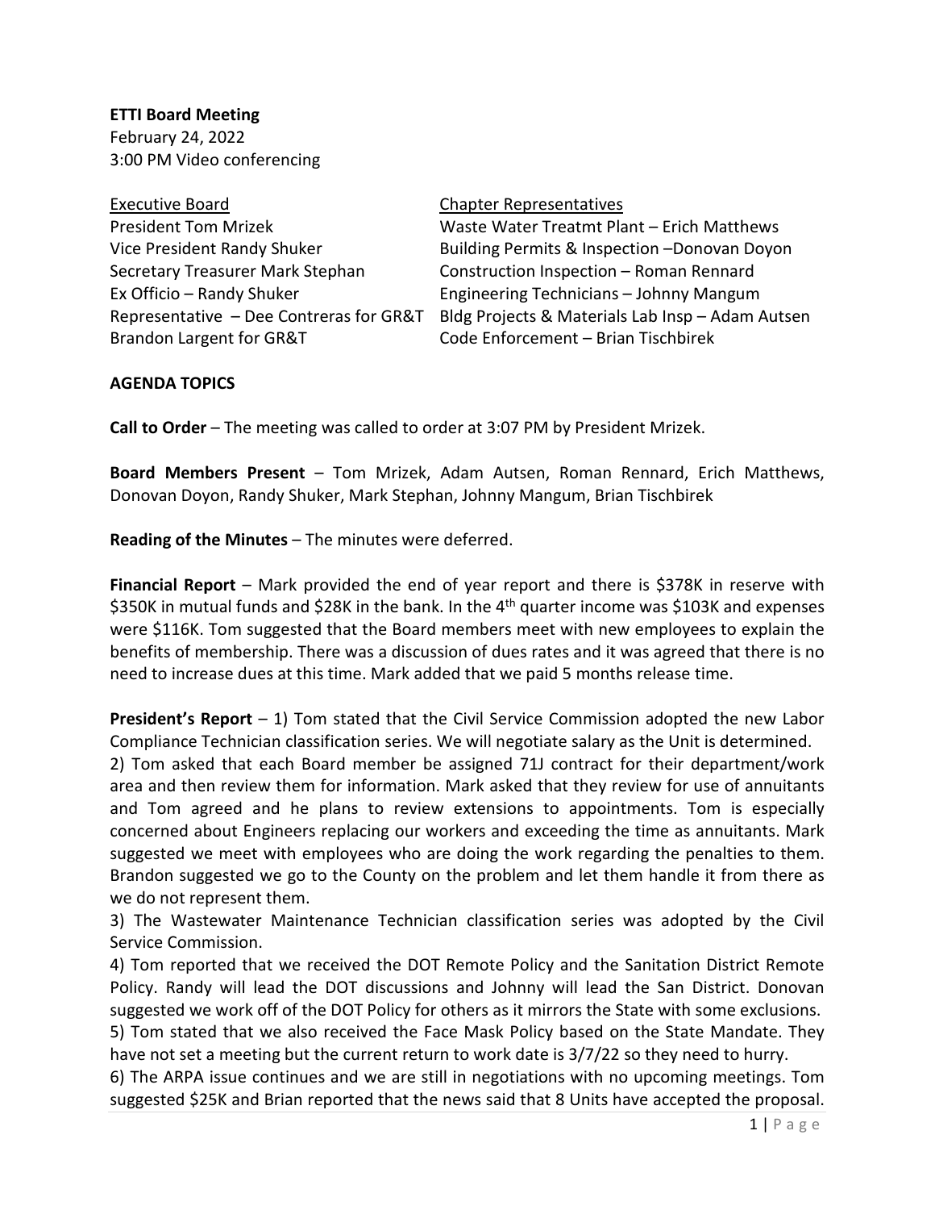**ETTI Board Meeting**
February 24, 2022
3:00 PM Video conferencing

| Executive Board | Chapter Representatives |
|---|---|
| President Tom Mrizek | Waste Water Treatmt Plant – Erich Matthews |
| Vice President Randy Shuker | Building Permits & Inspection –Donovan Doyon |
| Secretary Treasurer Mark Stephan | Construction Inspection – Roman Rennard |
| Ex Officio – Randy Shuker | Engineering Technicians – Johnny Mangum |
| Representative – Dee Contreras for GR&T | Bldg Projects & Materials Lab Insp – Adam Autsen |
| Brandon Largent for GR&T | Code Enforcement – Brian Tischbirek |

**AGENDA TOPICS**

**Call to Order** – The meeting was called to order at 3:07 PM by President Mrizek.

**Board Members Present** – Tom Mrizek, Adam Autsen, Roman Rennard, Erich Matthews, Donovan Doyon, Randy Shuker, Mark Stephan, Johnny Mangum, Brian Tischbirek

**Reading of the Minutes** – The minutes were deferred.

**Financial Report** – Mark provided the end of year report and there is $378K in reserve with $350K in mutual funds and $28K in the bank. In the 4th quarter income was $103K and expenses were $116K. Tom suggested that the Board members meet with new employees to explain the benefits of membership. There was a discussion of dues rates and it was agreed that there is no need to increase dues at this time. Mark added that we paid 5 months release time.

**President's Report** – 1) Tom stated that the Civil Service Commission adopted the new Labor Compliance Technician classification series. We will negotiate salary as the Unit is determined.
2) Tom asked that each Board member be assigned 71J contract for their department/work area and then review them for information. Mark asked that they review for use of annuitants and Tom agreed and he plans to review extensions to appointments. Tom is especially concerned about Engineers replacing our workers and exceeding the time as annuitants. Mark suggested we meet with employees who are doing the work regarding the penalties to them. Brandon suggested we go to the County on the problem and let them handle it from there as we do not represent them.
3) The Wastewater Maintenance Technician classification series was adopted by the Civil Service Commission.
4) Tom reported that we received the DOT Remote Policy and the Sanitation District Remote Policy. Randy will lead the DOT discussions and Johnny will lead the San District. Donovan suggested we work off of the DOT Policy for others as it mirrors the State with some exclusions.
5) Tom stated that we also received the Face Mask Policy based on the State Mandate. They have not set a meeting but the current return to work date is 3/7/22 so they need to hurry.
6) The ARPA issue continues and we are still in negotiations with no upcoming meetings. Tom suggested $25K and Brian reported that the news said that 8 Units have accepted the proposal.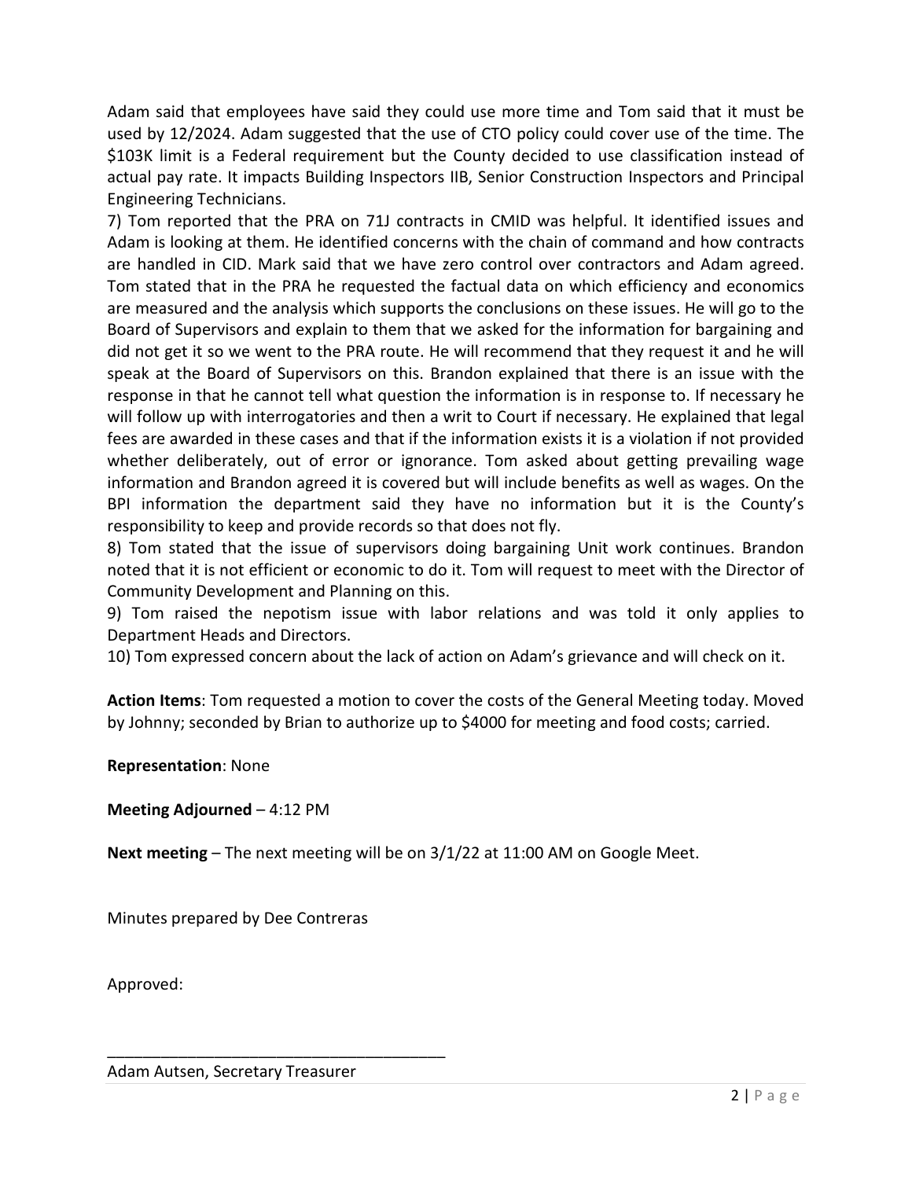Adam said that employees have said they could use more time and Tom said that it must be used by 12/2024. Adam suggested that the use of CTO policy could cover use of the time. The $103K limit is a Federal requirement but the County decided to use classification instead of actual pay rate. It impacts Building Inspectors IIB, Senior Construction Inspectors and Principal Engineering Technicians.

7) Tom reported that the PRA on 71J contracts in CMID was helpful. It identified issues and Adam is looking at them. He identified concerns with the chain of command and how contracts are handled in CID. Mark said that we have zero control over contractors and Adam agreed. Tom stated that in the PRA he requested the factual data on which efficiency and economics are measured and the analysis which supports the conclusions on these issues. He will go to the Board of Supervisors and explain to them that we asked for the information for bargaining and did not get it so we went to the PRA route. He will recommend that they request it and he will speak at the Board of Supervisors on this. Brandon explained that there is an issue with the response in that he cannot tell what question the information is in response to. If necessary he will follow up with interrogatories and then a writ to Court if necessary. He explained that legal fees are awarded in these cases and that if the information exists it is a violation if not provided whether deliberately, out of error or ignorance. Tom asked about getting prevailing wage information and Brandon agreed it is covered but will include benefits as well as wages. On the BPI information the department said they have no information but it is the County's responsibility to keep and provide records so that does not fly.

8) Tom stated that the issue of supervisors doing bargaining Unit work continues. Brandon noted that it is not efficient or economic to do it. Tom will request to meet with the Director of Community Development and Planning on this.

9) Tom raised the nepotism issue with labor relations and was told it only applies to Department Heads and Directors.

10) Tom expressed concern about the lack of action on Adam's grievance and will check on it.

**Action Items**: Tom requested a motion to cover the costs of the General Meeting today. Moved by Johnny; seconded by Brian to authorize up to $4000 for meeting and food costs; carried.

**Representation**: None

**Meeting Adjourned** – 4:12 PM

**Next meeting** – The next meeting will be on 3/1/22 at 11:00 AM on Google Meet.

Minutes prepared by Dee Contreras

Approved:

\_\_\_\_\_\_\_\_\_\_\_\_\_\_\_\_\_\_\_\_\_\_\_\_\_\_\_\_\_\_\_\_\_\_\_\_\_\_\_

Adam Autsen, Secretary Treasurer